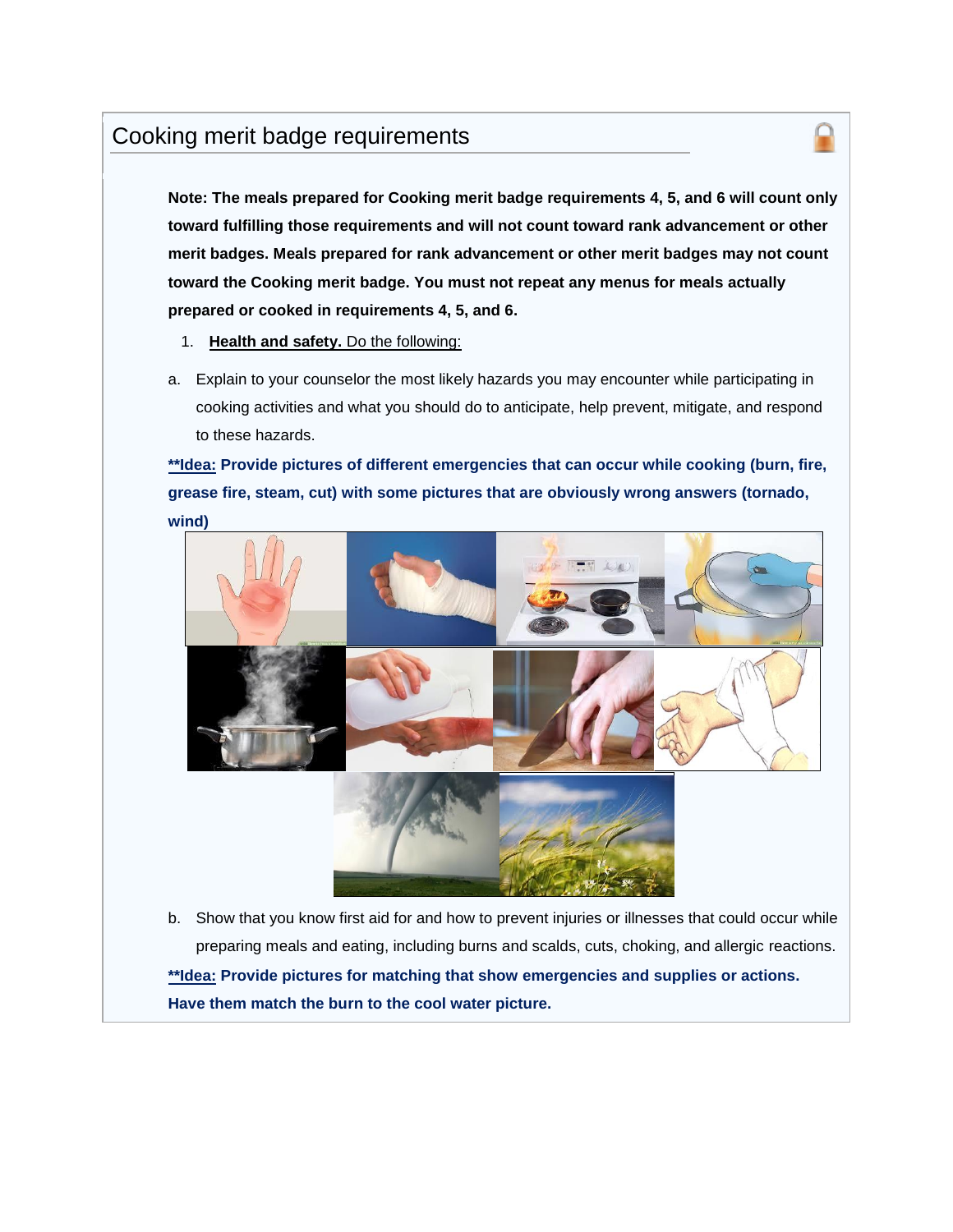## Cooking merit badge requirements

**Note: The meals prepared for Cooking merit badge requirements 4, 5, and 6 will count only toward fulfilling those requirements and will not count toward rank advancement or other merit badges. Meals prepared for rank advancement or other merit badges may not count toward the Cooking merit badge. You must not repeat any menus for meals actually prepared or cooked in requirements 4, 5, and 6.**

1. **Health and safety.** Do the following:

a. Explain to your counselor the most likely hazards you may encounter while participating in cooking activities and what you should do to anticipate, help prevent, mitigate, and respond to these hazards.

**\*\*Idea: Provide pictures of different emergencies that can occur while cooking (burn, fire, grease fire, steam, cut) with some pictures that are obviously wrong answers (tornado, wind)**

b. Show that you know first aid for and how to prevent injuries or illnesses that could occur while preparing meals and eating, including burns and scalds, cuts, choking, and allergic reactions.

**\*\*Idea: Provide pictures for matching that show emergencies and supplies or actions. Have them match the burn to the cool water picture.**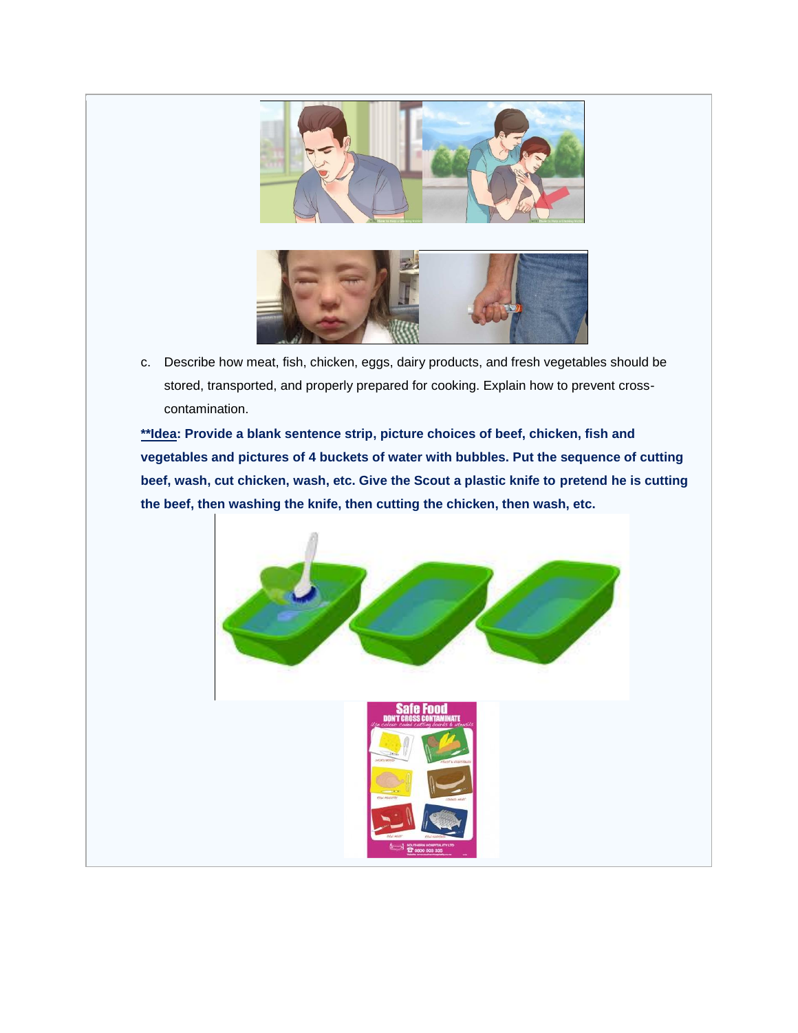c. Describe how meat, fish, chicken, eggs, dairy products, and fresh vegetables should be stored, transported, and properly prepared for cooking. Explain how to prevent cross-contamination.

**<u>**Idea</u>: Provide a blank sentence strip, picture choices of beef, chicken, fish and vegetables and pictures of 4 buckets of water with bubbles. Put the sequence of cutting beef, wash, cut chicken, wash, etc. Give the Scout a plastic knife to pretend he is cutting the beef, then washing the knife, then cutting the chicken, then wash, etc.**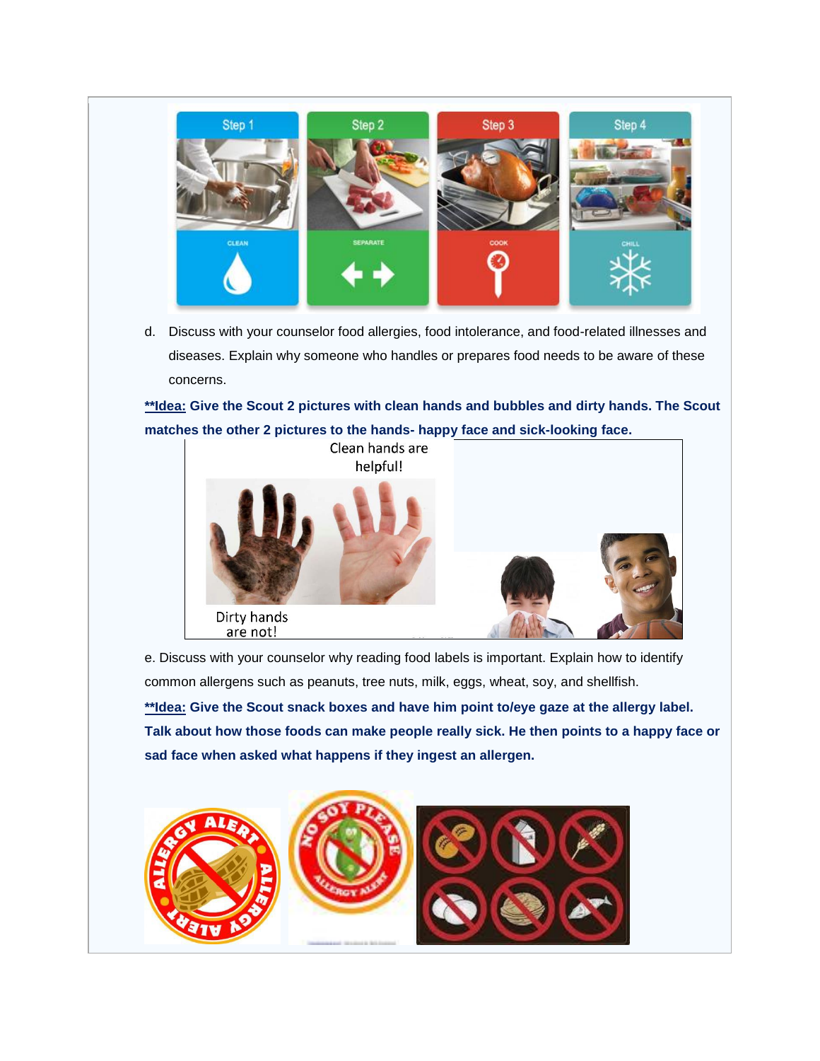d. Discuss with your counselor food allergies, food intolerance, and food-related illnesses and diseases. Explain why someone who handles or prepares food needs to be aware of these concerns.

**<u>**Idea:</u> Give the Scout 2 pictures with clean hands and bubbles and dirty hands. The Scout matches the other 2 pictures to the hands- happy face and sick-looking face.**

e. Discuss with your counselor why reading food labels is important. Explain how to identify common allergens such as peanuts, tree nuts, milk, eggs, wheat, soy, and shellfish.

**<u>**Idea:</u> Give the Scout snack boxes and have him point to/eye gaze at the allergy label. Talk about how those foods can make people really sick. He then points to a happy face or sad face when asked what happens if they ingest an allergen.**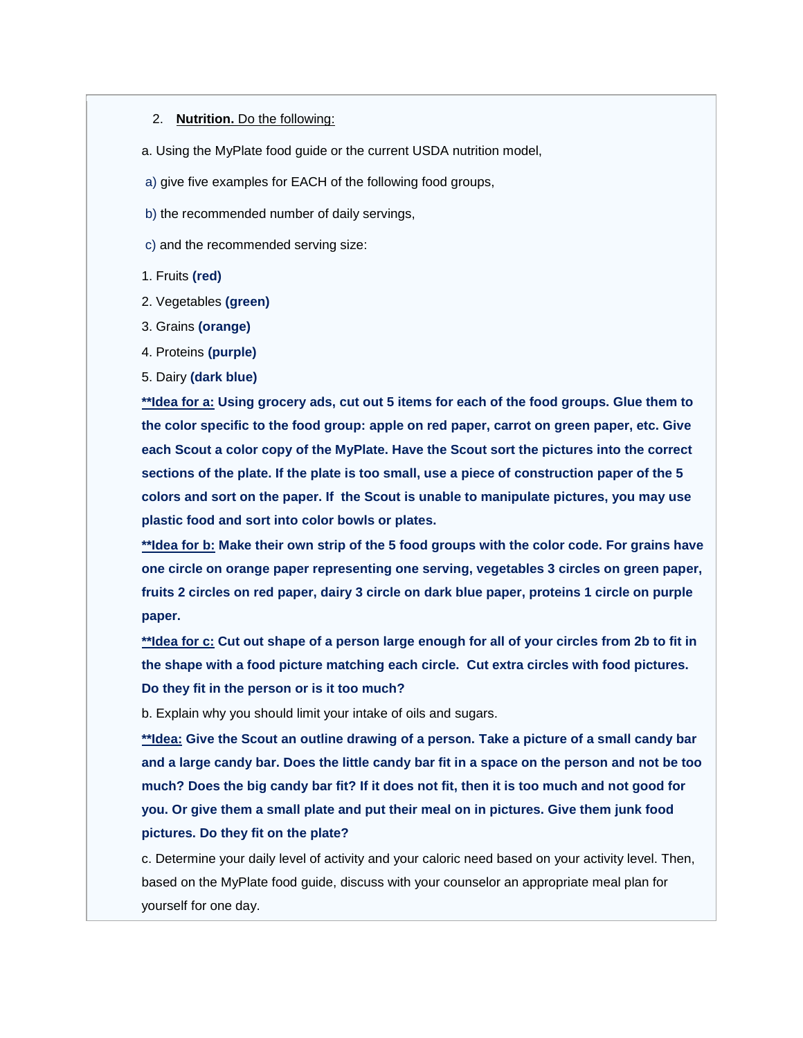2. **Nutrition.** Do the following:

a. Using the MyPlate food guide or the current USDA nutrition model,

a) give five examples for EACH of the following food groups,

b) the recommended number of daily servings,

c) and the recommended serving size:

1. Fruits **(red)**
2. Vegetables **(green)**
3. Grains **(orange)**
4. Proteins **(purple)**
5. Dairy **(dark blue)**

**\*\*Idea for a: Using grocery ads, cut out 5 items for each of the food groups. Glue them to the color specific to the food group: apple on red paper, carrot on green paper, etc. Give each Scout a color copy of the MyPlate. Have the Scout sort the pictures into the correct sections of the plate. If the plate is too small, use a piece of construction paper of the 5 colors and sort on the paper. If the Scout is unable to manipulate pictures, you may use plastic food and sort into color bowls or plates.**

**\*\*Idea for b: Make their own strip of the 5 food groups with the color code. For grains have one circle on orange paper representing one serving, vegetables 3 circles on green paper, fruits 2 circles on red paper, dairy 3 circle on dark blue paper, proteins 1 circle on purple paper.**

**\*\*Idea for c: Cut out shape of a person large enough for all of your circles from 2b to fit in the shape with a food picture matching each circle. Cut extra circles with food pictures. Do they fit in the person or is it too much?**

b. Explain why you should limit your intake of oils and sugars.

**\*\*Idea: Give the Scout an outline drawing of a person. Take a picture of a small candy bar and a large candy bar. Does the little candy bar fit in a space on the person and not be too much? Does the big candy bar fit? If it does not fit, then it is too much and not good for you. Or give them a small plate and put their meal on in pictures. Give them junk food pictures. Do they fit on the plate?**

c. Determine your daily level of activity and your caloric need based on your activity level. Then, based on the MyPlate food guide, discuss with your counselor an appropriate meal plan for yourself for one day.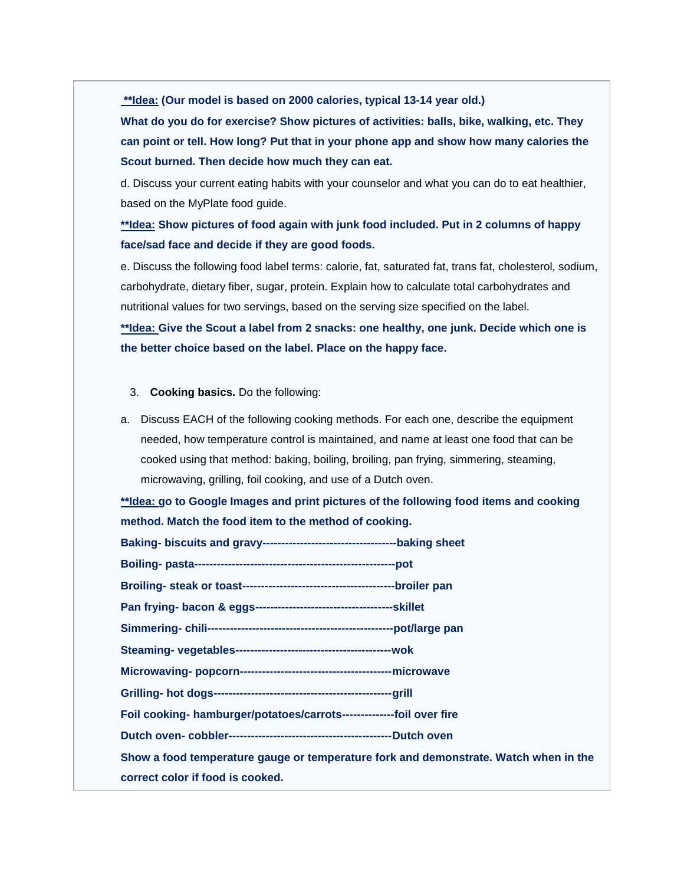**\*\*Idea: (Our model is based on 2000 calories, typical 13-14 year old.)**

**What do you do for exercise? Show pictures of activities: balls, bike, walking, etc. They can point or tell. How long? Put that in your phone app and show how many calories the Scout burned. Then decide how much they can eat.**

d. Discuss your current eating habits with your counselor and what you can do to eat healthier, based on the MyPlate food guide.

**\*\*Idea: Show pictures of food again with junk food included. Put in 2 columns of happy face/sad face and decide if they are good foods.**

e. Discuss the following food label terms: calorie, fat, saturated fat, trans fat, cholesterol, sodium, carbohydrate, dietary fiber, sugar, protein. Explain how to calculate total carbohydrates and nutritional values for two servings, based on the serving size specified on the label.

**\*\*Idea: Give the Scout a label from 2 snacks: one healthy, one junk. Decide which one is the better choice based on the label. Place on the happy face.**

3. **Cooking basics.** Do the following:

a. Discuss EACH of the following cooking methods. For each one, describe the equipment needed, how temperature control is maintained, and name at least one food that can be cooked using that method: baking, boiling, broiling, pan frying, simmering, steaming, microwaving, grilling, foil cooking, and use of a Dutch oven.

**\*\*Idea: go to Google Images and print pictures of the following food items and cooking method. Match the food item to the method of cooking.**

**Baking- biscuits and gravy------------------------------------baking sheet**

**Boiling- pasta------------------------------------------------------pot**

**Broiling- steak or toast-----------------------------------------broiler pan**

**Pan frying- bacon & eggs-------------------------------------skillet**

**Simmering- chili--------------------------------------------------pot/large pan**

**Steaming- vegetables------------------------------------------wok**

**Microwaving- popcorn-----------------------------------------microwave**

**Grilling- hot dogs------------------------------------------------grill**

**Foil cooking- hamburger/potatoes/carrots--------------foil over fire**

**Dutch oven- cobbler--------------------------------------------Dutch oven**

**Show a food temperature gauge or temperature fork and demonstrate. Watch when in the correct color if food is cooked.**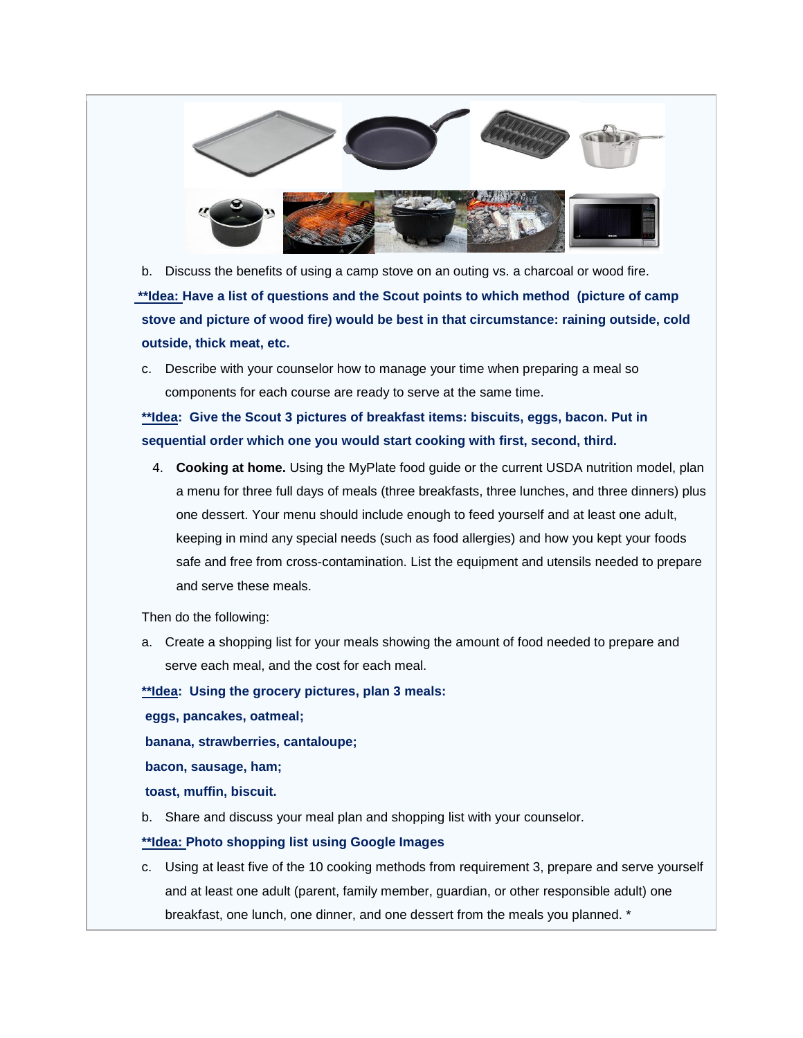b. Discuss the benefits of using a camp stove on an outing vs. a charcoal or wood fire.

**__**Idea:__ Have a list of questions and the Scout points to which method (picture of camp stove and picture of wood fire) would be best in that circumstance: raining outside, cold outside, thick meat, etc.**

c. Describe with your counselor how to manage your time when preparing a meal so components for each course are ready to serve at the same time.

**__**Idea__: Give the Scout 3 pictures of breakfast items: biscuits, eggs, bacon. Put in sequential order which one you would start cooking with first, second, third.**

4. **Cooking at home.** Using the MyPlate food guide or the current USDA nutrition model, plan a menu for three full days of meals (three breakfasts, three lunches, and three dinners) plus one dessert. Your menu should include enough to feed yourself and at least one adult, keeping in mind any special needs (such as food allergies) and how you kept your foods safe and free from cross-contamination. List the equipment and utensils needed to prepare and serve these meals.

Then do the following:

a. Create a shopping list for your meals showing the amount of food needed to prepare and serve each meal, and the cost for each meal.

**__**Idea__: Using the grocery pictures, plan 3 meals:**

**eggs, pancakes, oatmeal;**

**banana, strawberries, cantaloupe;**

**bacon, sausage, ham;**

**toast, muffin, biscuit.**

b. Share and discuss your meal plan and shopping list with your counselor.

**__**Idea:__ Photo shopping list using Google Images**

c. Using at least five of the 10 cooking methods from requirement 3, prepare and serve yourself and at least one adult (parent, family member, guardian, or other responsible adult) one breakfast, one lunch, one dinner, and one dessert from the meals you planned. *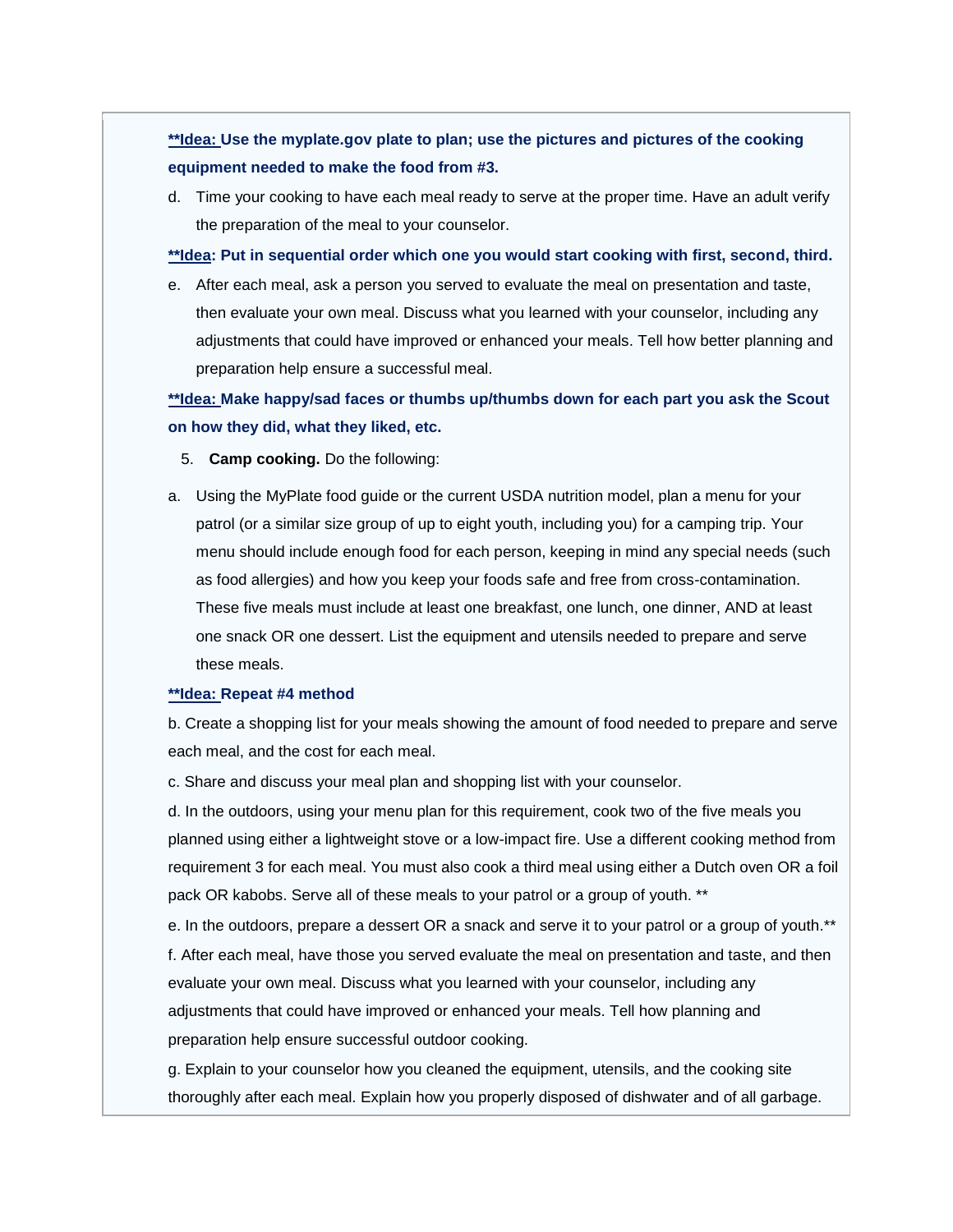**<u>**Idea:</u> Use the myplate.gov plate to plan; use the pictures and pictures of the cooking equipment needed to make the food from #3.**

d. Time your cooking to have each meal ready to serve at the proper time. Have an adult verify the preparation of the meal to your counselor.

**<u>**Idea</u>: Put in sequential order which one you would start cooking with first, second, third.**

e. After each meal, ask a person you served to evaluate the meal on presentation and taste, then evaluate your own meal. Discuss what you learned with your counselor, including any adjustments that could have improved or enhanced your meals. Tell how better planning and preparation help ensure a successful meal.

**<u>**Idea:</u> Make happy/sad faces or thumbs up/thumbs down for each part you ask the Scout on how they did, what they liked, etc.**

5. **Camp cooking.** Do the following:

a. Using the MyPlate food guide or the current USDA nutrition model, plan a menu for your patrol (or a similar size group of up to eight youth, including you) for a camping trip. Your menu should include enough food for each person, keeping in mind any special needs (such as food allergies) and how you keep your foods safe and free from cross-contamination. These five meals must include at least one breakfast, one lunch, one dinner, AND at least one snack OR one dessert. List the equipment and utensils needed to prepare and serve these meals.

**<u>**Idea:</u> Repeat #4 method**

b. Create a shopping list for your meals showing the amount of food needed to prepare and serve each meal, and the cost for each meal.

c. Share and discuss your meal plan and shopping list with your counselor.

d. In the outdoors, using your menu plan for this requirement, cook two of the five meals you planned using either a lightweight stove or a low-impact fire. Use a different cooking method from requirement 3 for each meal. You must also cook a third meal using either a Dutch oven OR a foil pack OR kabobs. Serve all of these meals to your patrol or a group of youth. **

e. In the outdoors, prepare a dessert OR a snack and serve it to your patrol or a group of youth.**

f. After each meal, have those you served evaluate the meal on presentation and taste, and then evaluate your own meal. Discuss what you learned with your counselor, including any adjustments that could have improved or enhanced your meals. Tell how planning and preparation help ensure successful outdoor cooking.

g. Explain to your counselor how you cleaned the equipment, utensils, and the cooking site thoroughly after each meal. Explain how you properly disposed of dishwater and of all garbage.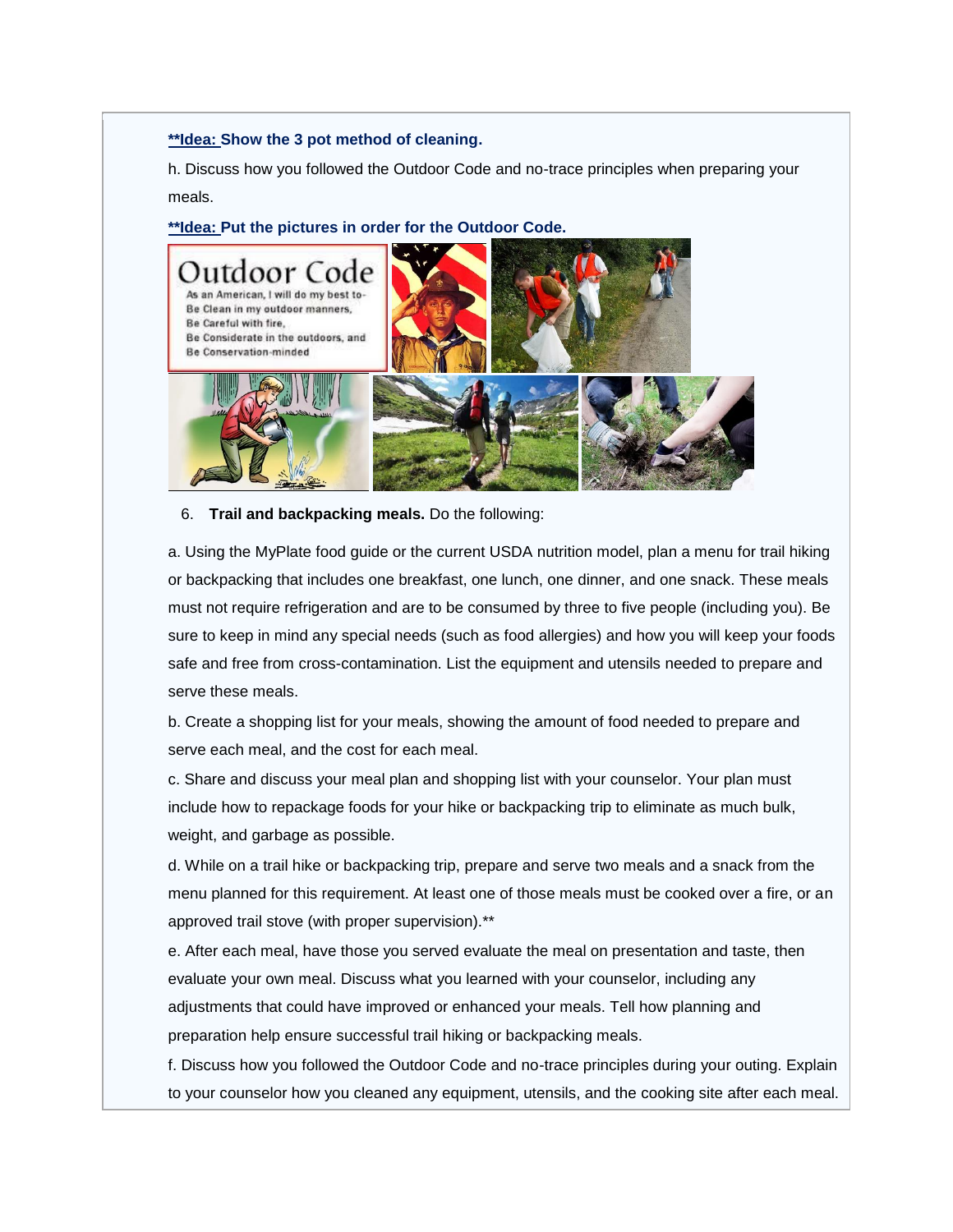**[**Idea: ]Show the 3 pot method of cleaning.**

h. Discuss how you followed the Outdoor Code and no-trace principles when preparing your meals.

**[**Idea: ]Put the pictures in order for the Outdoor Code.**

Outdoor Code

As an American, I will do my best to-
Be Clean in my outdoor manners,
Be Careful with fire,
Be Considerate in the outdoors, and
Be Conservation-minded

6. **Trail and backpacking meals.** Do the following:

a. Using the MyPlate food guide or the current USDA nutrition model, plan a menu for trail hiking or backpacking that includes one breakfast, one lunch, one dinner, and one snack. These meals must not require refrigeration and are to be consumed by three to five people (including you). Be sure to keep in mind any special needs (such as food allergies) and how you will keep your foods safe and free from cross-contamination. List the equipment and utensils needed to prepare and serve these meals.

b. Create a shopping list for your meals, showing the amount of food needed to prepare and serve each meal, and the cost for each meal.

c. Share and discuss your meal plan and shopping list with your counselor. Your plan must include how to repackage foods for your hike or backpacking trip to eliminate as much bulk, weight, and garbage as possible.

d. While on a trail hike or backpacking trip, prepare and serve two meals and a snack from the menu planned for this requirement. At least one of those meals must be cooked over a fire, or an approved trail stove (with proper supervision).**

e. After each meal, have those you served evaluate the meal on presentation and taste, then evaluate your own meal. Discuss what you learned with your counselor, including any adjustments that could have improved or enhanced your meals. Tell how planning and preparation help ensure successful trail hiking or backpacking meals.

f. Discuss how you followed the Outdoor Code and no-trace principles during your outing. Explain to your counselor how you cleaned any equipment, utensils, and the cooking site after each meal.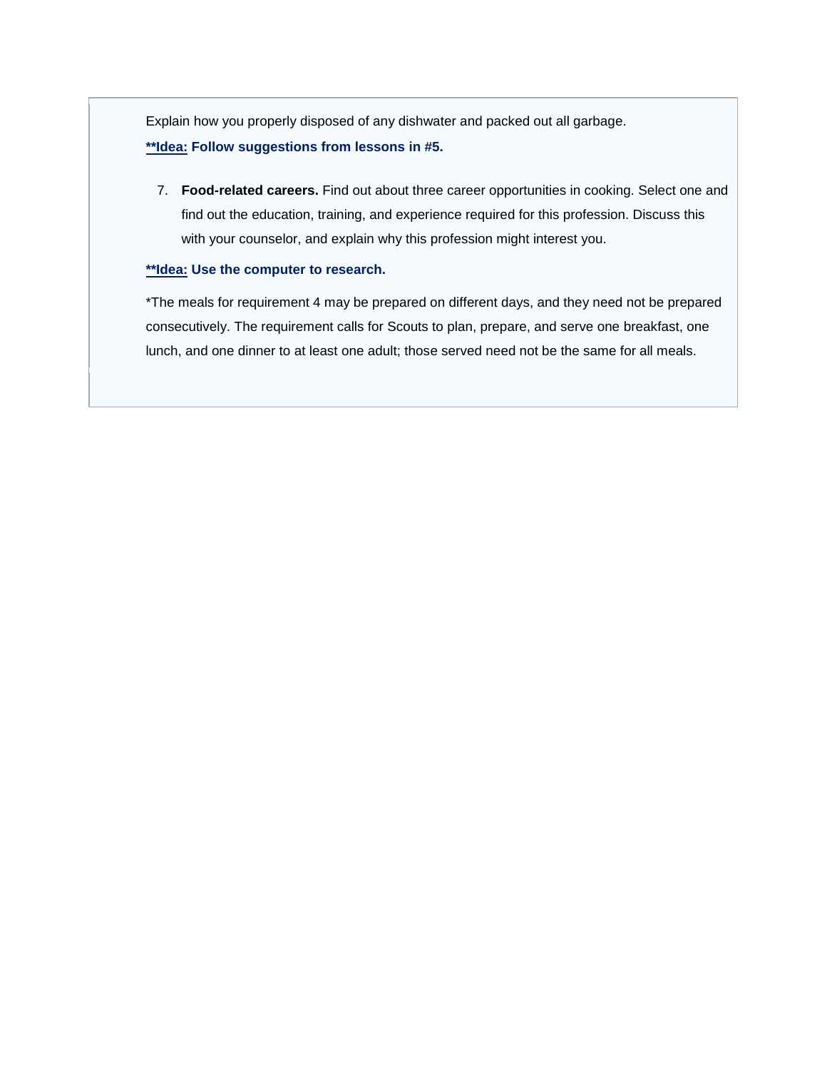Explain how you properly disposed of any dishwater and packed out all garbage.

**Idea:** **Follow suggestions from lessons in #5.**

7. **Food-related careers.** Find out about three career opportunities in cooking. Select one and find out the education, training, and experience required for this profession. Discuss this with your counselor, and explain why this profession might interest you.

**Idea:** **Use the computer to research.**

*The meals for requirement 4 may be prepared on different days, and they need not be prepared consecutively. The requirement calls for Scouts to plan, prepare, and serve one breakfast, one lunch, and one dinner to at least one adult; those served need not be the same for all meals.